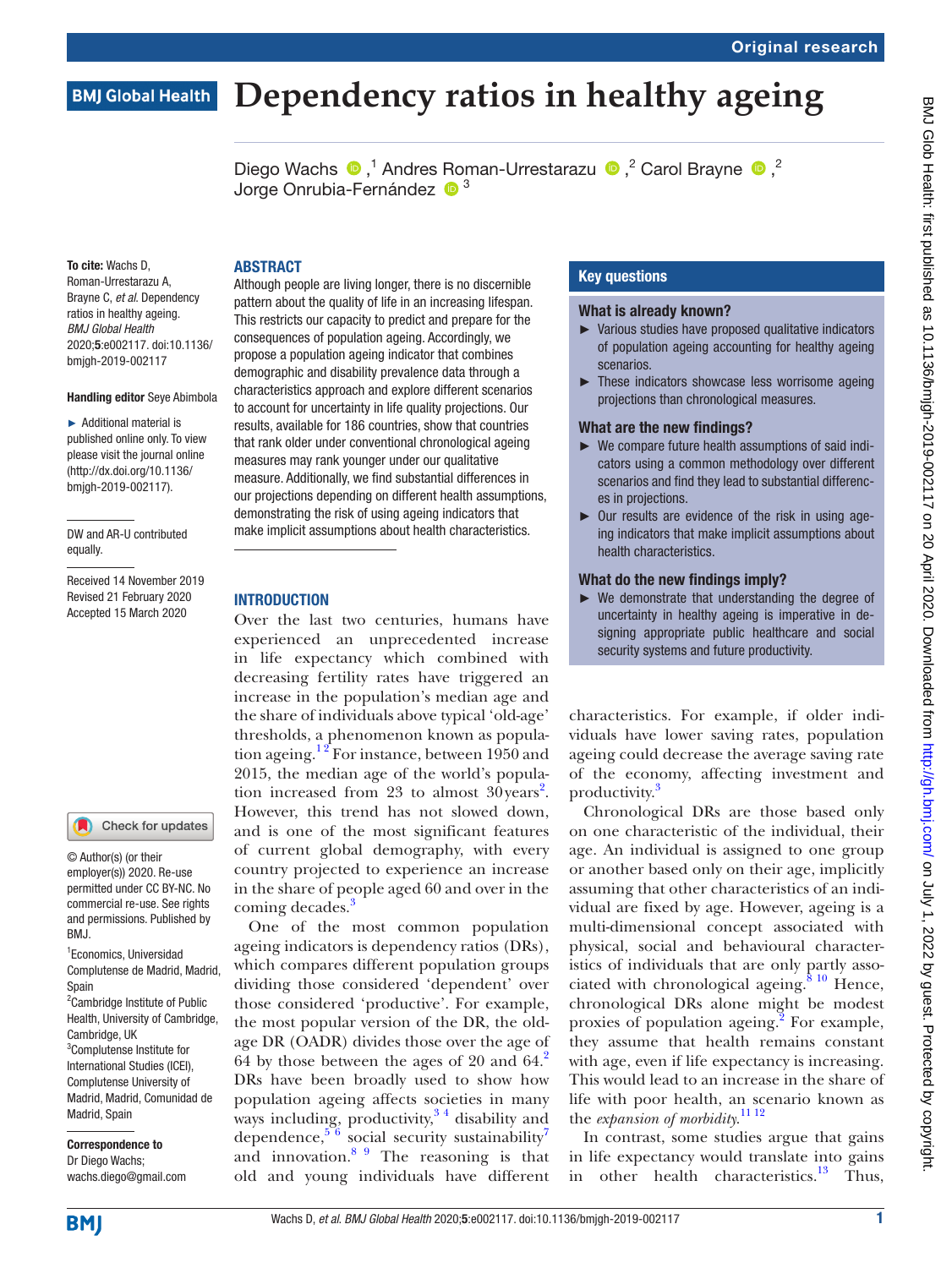# Dependency ratios in healthy ageing

Diego Wachs [1], Andres Roman-Urrestarazu [2], Carol Brayne [2], Jorge Onrubia-Fernández [3]

**To cite:** Wachs D, Roman-Urrestarazu A, Brayne C, *et al*. Dependency ratios in healthy ageing. *BMJ Global Health* 2020;**5**:e002117. doi:10.1136/bmjgh-2019-002117

**Handling editor** Seye Abimbola

► Additional material is published online only. To view please visit the journal online (http://dx.doi.org/10.1136/bmjgh-2019-002117).

DW and AR-U contributed equally.

Received 14 November 2019
Revised 21 February 2020
Accepted 15 March 2020

© Author(s) (or their employer(s)) 2020. Re-use permitted under CC BY-NC. No commercial re-use. See rights and permissions. Published by BMJ.

[1]Economics, Universidad Complutense de Madrid, Madrid, Spain
[2]Cambridge Institute of Public Health, University of Cambridge, Cambridge, UK
[3]Complutense Institute for International Studies (ICEI), Complutense University of Madrid, Madrid, Comunidad de Madrid, Spain

**Correspondence to**
Dr Diego Wachs;
wachs.diego@gmail.com

## ABSTRACT

Although people are living longer, there is no discernible pattern about the quality of life in an increasing lifespan. This restricts our capacity to predict and prepare for the consequences of population ageing. Accordingly, we propose a population ageing indicator that combines demographic and disability prevalence data through a characteristics approach and explore different scenarios to account for uncertainty in life quality projections. Our results, available for 186 countries, show that countries that rank older under conventional chronological ageing measures may rank younger under our qualitative measure. Additionally, we find substantial differences in our projections depending on different health assumptions, demonstrating the risk of using ageing indicators that make implicit assumptions about health characteristics.

## Key questions

### What is already known?

- Various studies have proposed qualitative indicators of population ageing accounting for healthy ageing scenarios.
- These indicators showcase less worrisome ageing projections than chronological measures.

### What are the new findings?

- We compare future health assumptions of said indicators using a common methodology over different scenarios and find they lead to substantial differences in projections.
- Our results are evidence of the risk in using ageing indicators that make implicit assumptions about health characteristics.

### What do the new findings imply?

- We demonstrate that understanding the degree of uncertainty in healthy ageing is imperative in designing appropriate public healthcare and social security systems and future productivity.

## INTRODUCTION

Over the last two centuries, humans have experienced an unprecedented increase in life expectancy which combined with decreasing fertility rates have triggered an increase in the population's median age and the share of individuals above typical 'old-age' thresholds, a phenomenon known as population ageing.[1,2] For instance, between 1950 and 2015, the median age of the world's population increased from 23 to almost 30 years[2]. However, this trend has not slowed down, and is one of the most significant features of current global demography, with every country projected to experience an increase in the share of people aged 60 and over in the coming decades.[3]

One of the most common population ageing indicators is dependency ratios (DRs), which compares different population groups dividing those considered 'dependent' over those considered 'productive'. For example, the most popular version of the DR, the old-age DR (OADR) divides those over the age of 64 by those between the ages of 20 and 64.[2] DRs have been broadly used to show how population ageing affects societies in many ways including, productivity,[3,4] disability and dependence,[5,6] social security sustainability[7] and innovation.[8,9] The reasoning is that old and young individuals have different characteristics. For example, if older individuals have lower saving rates, population ageing could decrease the average saving rate of the economy, affecting investment and productivity.[3]

Chronological DRs are those based only on one characteristic of the individual, their age. An individual is assigned to one group or another based only on their age, implicitly assuming that other characteristics of an individual are fixed by age. However, ageing is a multi-dimensional concept associated with physical, social and behavioural characteristics of individuals that are only partly associated with chronological ageing.[8,10] Hence, chronological DRs alone might be modest proxies of population ageing.[2] For example, they assume that health remains constant with age, even if life expectancy is increasing. This would lead to an increase in the share of life with poor health, an scenario known as the *expansion of morbidity*.[11,12]

In contrast, some studies argue that gains in life expectancy would translate into gains in other health characteristics.[13] Thus,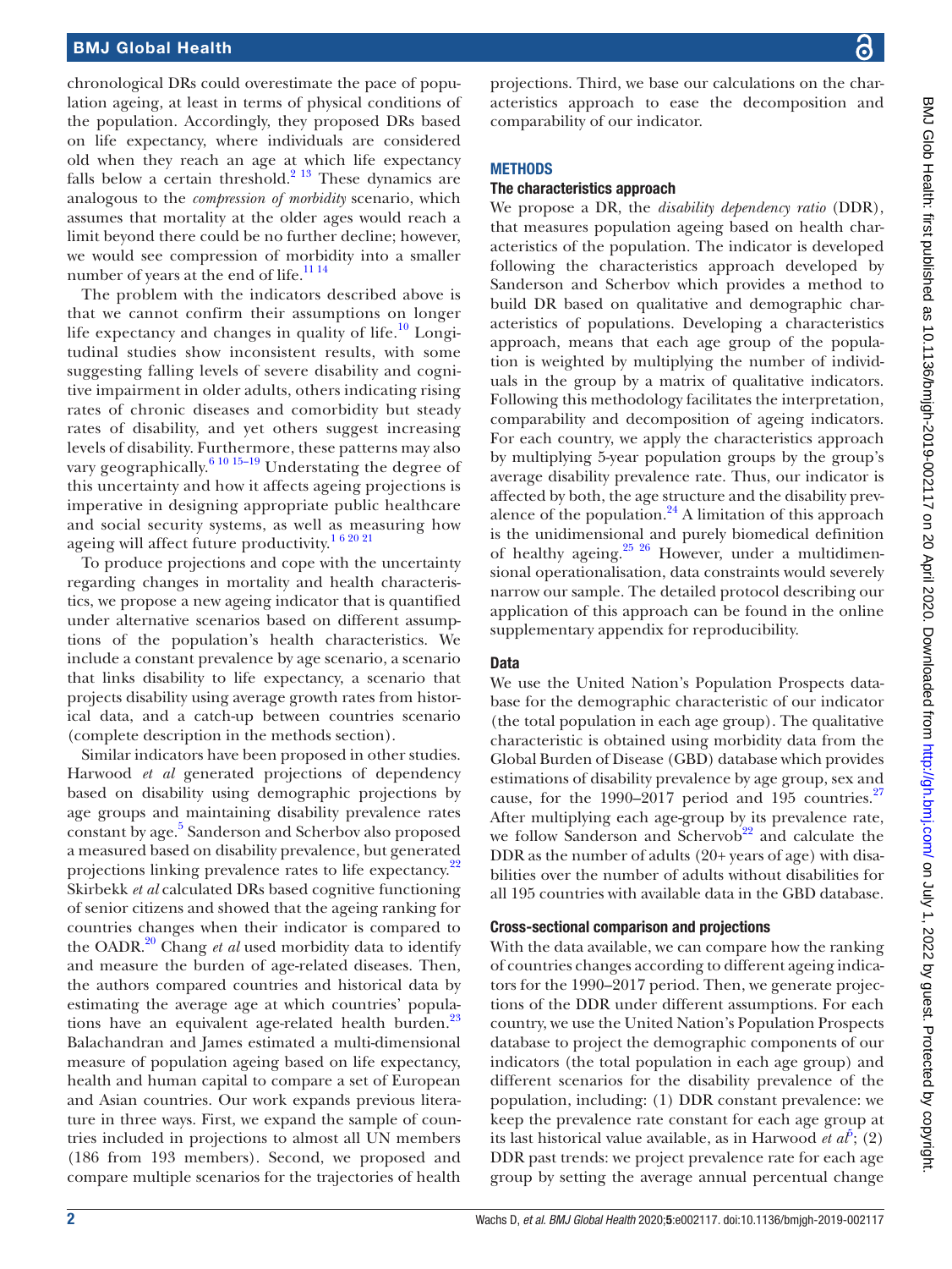chronological DRs could overestimate the pace of population ageing, at least in terms of physical conditions of the population. Accordingly, they proposed DRs based on life expectancy, where individuals are considered old when they reach an age at which life expectancy falls below a certain threshold.[2 13] These dynamics are analogous to the *compression of morbidity* scenario, which assumes that mortality at the older ages would reach a limit beyond there could be no further decline; however, we would see compression of morbidity into a smaller number of years at the end of life.[11 14]

The problem with the indicators described above is that we cannot confirm their assumptions on longer life expectancy and changes in quality of life.[10] Longitudinal studies show inconsistent results, with some suggesting falling levels of severe disability and cognitive impairment in older adults, others indicating rising rates of chronic diseases and comorbidity but steady rates of disability, and yet others suggest increasing levels of disability. Furthermore, these patterns may also vary geographically.[6 10 15–19] Understating the degree of this uncertainty and how it affects ageing projections is imperative in designing appropriate public healthcare and social security systems, as well as measuring how ageing will affect future productivity.[1 6 20 21]

To produce projections and cope with the uncertainty regarding changes in mortality and health characteristics, we propose a new ageing indicator that is quantified under alternative scenarios based on different assumptions of the population's health characteristics. We include a constant prevalence by age scenario, a scenario that links disability to life expectancy, a scenario that projects disability using average growth rates from historical data, and a catch-up between countries scenario (complete description in the methods section).

Similar indicators have been proposed in other studies. Harwood *et al* generated projections of dependency based on disability using demographic projections by age groups and maintaining disability prevalence rates constant by age.[5] Sanderson and Scherbov also proposed a measured based on disability prevalence, but generated projections linking prevalence rates to life expectancy.[22] Skirbekk *et al* calculated DRs based cognitive functioning of senior citizens and showed that the ageing ranking for countries changes when their indicator is compared to the OADR.[20] Chang *et al* used morbidity data to identify and measure the burden of age-related diseases. Then, the authors compared countries and historical data by estimating the average age at which countries' populations have an equivalent age-related health burden.[23] Balachandran and James estimated a multi-dimensional measure of population ageing based on life expectancy, health and human capital to compare a set of European and Asian countries. Our work expands previous literature in three ways. First, we expand the sample of countries included in projections to almost all UN members (186 from 193 members). Second, we proposed and compare multiple scenarios for the trajectories of health projections. Third, we base our calculations on the characteristics approach to ease the decomposition and comparability of our indicator.

## METHODS

### The characteristics approach

We propose a DR, the *disability dependency ratio* (DDR), that measures population ageing based on health characteristics of the population. The indicator is developed following the characteristics approach developed by Sanderson and Scherbov which provides a method to build DR based on qualitative and demographic characteristics of populations. Developing a characteristics approach, means that each age group of the population is weighted by multiplying the number of individuals in the group by a matrix of qualitative indicators. Following this methodology facilitates the interpretation, comparability and decomposition of ageing indicators. For each country, we apply the characteristics approach by multiplying 5-year population groups by the group's average disability prevalence rate. Thus, our indicator is affected by both, the age structure and the disability prevalence of the population.[24] A limitation of this approach is the unidimensional and purely biomedical definition of healthy ageing.[25 26] However, under a multidimensional operationalisation, data constraints would severely narrow our sample. The detailed protocol describing our application of this approach can be found in the online supplementary appendix for reproducibility.

### Data

We use the United Nation's Population Prospects database for the demographic characteristic of our indicator (the total population in each age group). The qualitative characteristic is obtained using morbidity data from the Global Burden of Disease (GBD) database which provides estimations of disability prevalence by age group, sex and cause, for the 1990–2017 period and 195 countries.[27] After multiplying each age-group by its prevalence rate, we follow Sanderson and Schervob[22] and calculate the DDR as the number of adults (20+ years of age) with disabilities over the number of adults without disabilities for all 195 countries with available data in the GBD database.

### Cross-sectional comparison and projections

With the data available, we can compare how the ranking of countries changes according to different ageing indicators for the 1990–2017 period. Then, we generate projections of the DDR under different assumptions. For each country, we use the United Nation's Population Prospects database to project the demographic components of our indicators (the total population in each age group) and different scenarios for the disability prevalence of the population, including: (1) DDR constant prevalence: we keep the prevalence rate constant for each age group at its last historical value available, as in Harwood *et al*[5]; (2) DDR past trends: we project prevalence rate for each age group by setting the average annual percentual change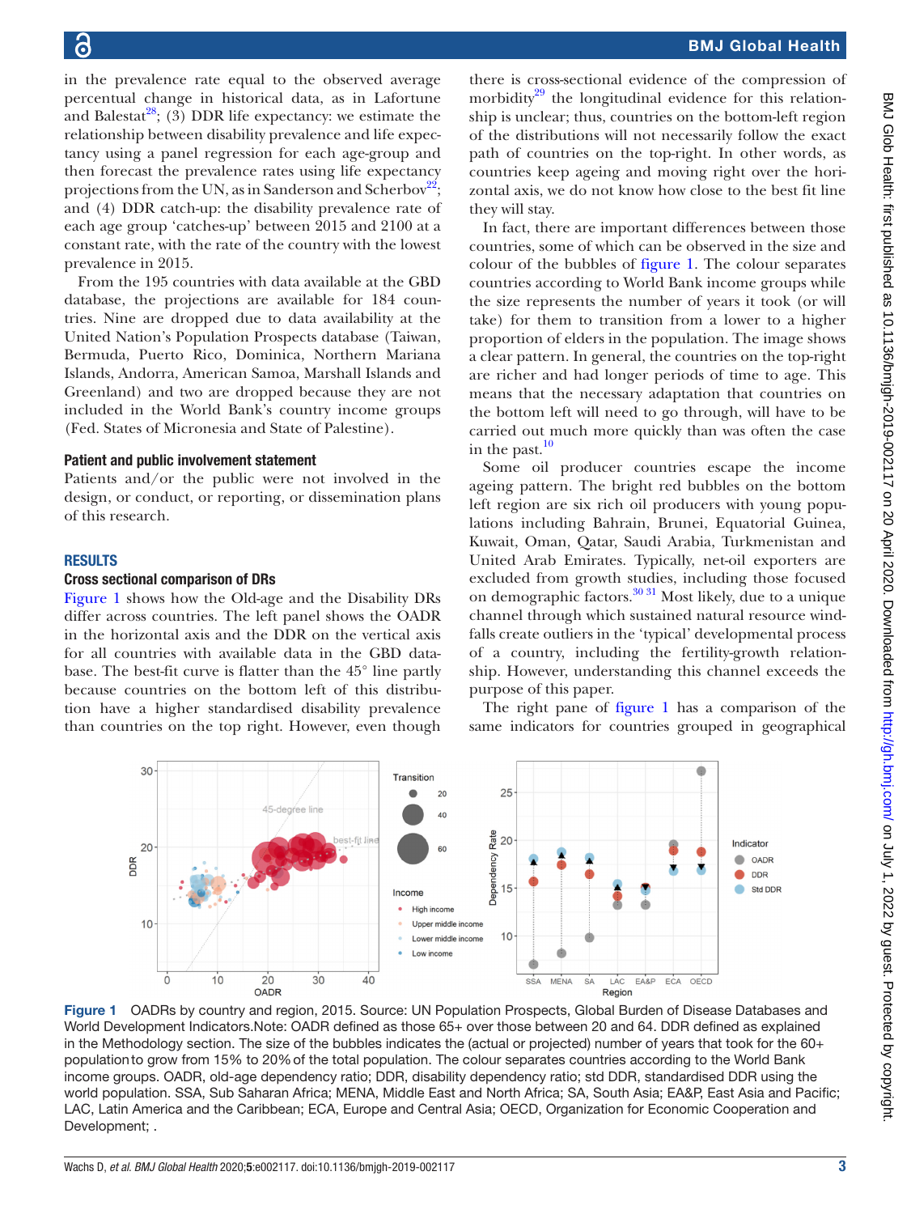in the prevalence rate equal to the observed average percentual change in historical data, as in Lafortune and Balestat[28]; (3) DDR life expectancy: we estimate the relationship between disability prevalence and life expectancy using a panel regression for each age-group and then forecast the prevalence rates using life expectancy projections from the UN, as in Sanderson and Scherbov[22]; and (4) DDR catch-up: the disability prevalence rate of each age group 'catches-up' between 2015 and 2100 at a constant rate, with the rate of the country with the lowest prevalence in 2015.

From the 195 countries with data available at the GBD database, the projections are available for 184 countries. Nine are dropped due to data availability at the United Nation's Population Prospects database (Taiwan, Bermuda, Puerto Rico, Dominica, Northern Mariana Islands, Andorra, American Samoa, Marshall Islands and Greenland) and two are dropped because they are not included in the World Bank's country income groups (Fed. States of Micronesia and State of Palestine).

### Patient and public involvement statement

Patients and/or the public were not involved in the design, or conduct, or reporting, or dissemination plans of this research.

## RESULTS

### Cross sectional comparison of DRs

Figure 1 shows how the Old-age and the Disability DRs differ across countries. The left panel shows the OADR in the horizontal axis and the DDR on the vertical axis for all countries with available data in the GBD database. The best-fit curve is flatter than the 45° line partly because countries on the bottom left of this distribution have a higher standardised disability prevalence than countries on the top right. However, even though there is cross-sectional evidence of the compression of morbidity[29] the longitudinal evidence for this relationship is unclear; thus, countries on the bottom-left region of the distributions will not necessarily follow the exact path of countries on the top-right. In other words, as countries keep ageing and moving right over the horizontal axis, we do not know how close to the best fit line they will stay.

In fact, there are important differences between those countries, some of which can be observed in the size and colour of the bubbles of figure 1. The colour separates countries according to World Bank income groups while the size represents the number of years it took (or will take) for them to transition from a lower to a higher proportion of elders in the population. The image shows a clear pattern. In general, the countries on the top-right are richer and had longer periods of time to age. This means that the necessary adaptation that countries on the bottom left will need to go through, will have to be carried out much more quickly than was often the case in the past.[10]

Some oil producer countries escape the income ageing pattern. The bright red bubbles on the bottom left region are six rich oil producers with young populations including Bahrain, Brunei, Equatorial Guinea, Kuwait, Oman, Qatar, Saudi Arabia, Turkmenistan and United Arab Emirates. Typically, net-oil exporters are excluded from growth studies, including those focused on demographic factors.[30,31] Most likely, due to a unique channel through which sustained natural resource windfalls create outliers in the 'typical' developmental process of a country, including the fertility-growth relationship. However, understanding this channel exceeds the purpose of this paper.

The right pane of figure 1 has a comparison of the same indicators for countries grouped in geographical

**Figure 1** OADRs by country and region, 2015. Source: UN Population Prospects, Global Burden of Disease Databases and World Development Indicators.Note: OADR defined as those 65+ over those between 20 and 64. DDR defined as explained in the Methodology section. The size of the bubbles indicates the (actual or projected) number of years that took for the 60+ population to grow from 15% to 20% of the total population. The colour separates countries according to the World Bank income groups. OADR, old-age dependency ratio; DDR, disability dependency ratio; std DDR, standardised DDR using the world population. SSA, Sub Saharan Africa; MENA, Middle East and North Africa; SA, South Asia; EA&P, East Asia and Pacific; LAC, Latin America and the Caribbean; ECA, Europe and Central Asia; OECD, Organization for Economic Cooperation and Development; .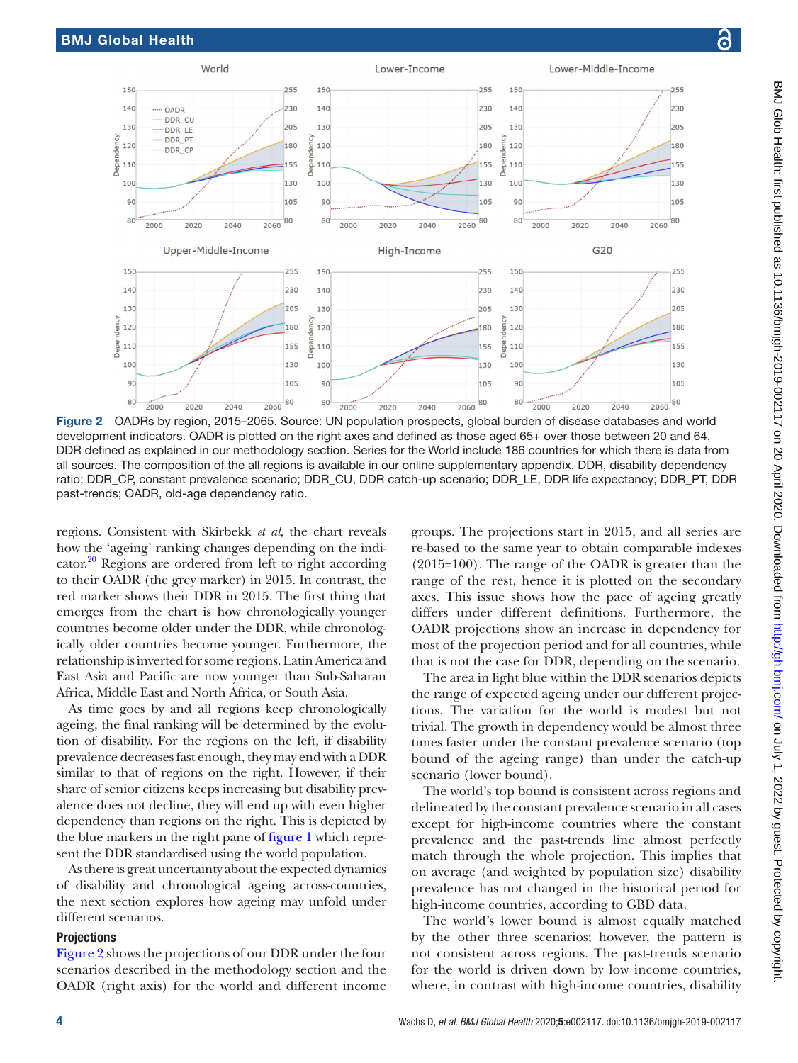**Figure 2** OADRs by region, 2015–2065. Source: UN population prospects, global burden of disease databases and world development indicators. OADR is plotted on the right axes and defined as those aged 65+ over those between 20 and 64. DDR defined as explained in our methodology section. Series for the World include 186 countries for which there is data from all sources. The composition of the all regions is available in our online supplementary appendix. DDR, disability dependency ratio; DDR_CP, constant prevalence scenario; DDR_CU, DDR catch-up scenario; DDR_LE, DDR life expectancy; DDR_PT, DDR past-trends; OADR, old-age dependency ratio.

regions. Consistent with Skirbekk *et al*, the chart reveals how the 'ageing' ranking changes depending on the indicator.[20] Regions are ordered from left to right according to their OADR (the grey marker) in 2015. In contrast, the red marker shows their DDR in 2015. The first thing that emerges from the chart is how chronologically younger countries become older under the DDR, while chronologically older countries become younger. Furthermore, the relationship is inverted for some regions. Latin America and East Asia and Pacific are now younger than Sub-Saharan Africa, Middle East and North Africa, or South Asia.

As time goes by and all regions keep chronologically ageing, the final ranking will be determined by the evolution of disability. For the regions on the left, if disability prevalence decreases fast enough, they may end with a DDR similar to that of regions on the right. However, if their share of senior citizens keeps increasing but disability prevalence does not decline, they will end up with even higher dependency than regions on the right. This is depicted by the blue markers in the right pane of figure 1 which represent the DDR standardised using the world population.

As there is great uncertainty about the expected dynamics of disability and chronological ageing across-countries, the next section explores how ageing may unfold under different scenarios.

### Projections

Figure 2 shows the projections of our DDR under the four scenarios described in the methodology section and the OADR (right axis) for the world and different income groups. The projections start in 2015, and all series are re-based to the same year to obtain comparable indexes (2015=100). The range of the OADR is greater than the range of the rest, hence it is plotted on the secondary axes. This issue shows how the pace of ageing greatly differs under different definitions. Furthermore, the OADR projections show an increase in dependency for most of the projection period and for all countries, while that is not the case for DDR, depending on the scenario.

The area in light blue within the DDR scenarios depicts the range of expected ageing under our different projections. The variation for the world is modest but not trivial. The growth in dependency would be almost three times faster under the constant prevalence scenario (top bound of the ageing range) than under the catch-up scenario (lower bound).

The world's top bound is consistent across regions and delineated by the constant prevalence scenario in all cases except for high-income countries where the constant prevalence and the past-trends line almost perfectly match through the whole projection. This implies that on average (and weighted by population size) disability prevalence has not changed in the historical period for high-income countries, according to GBD data.

The world's lower bound is almost equally matched by the other three scenarios; however, the pattern is not consistent across regions. The past-trends scenario for the world is driven down by low income countries, where, in contrast with high-income countries, disability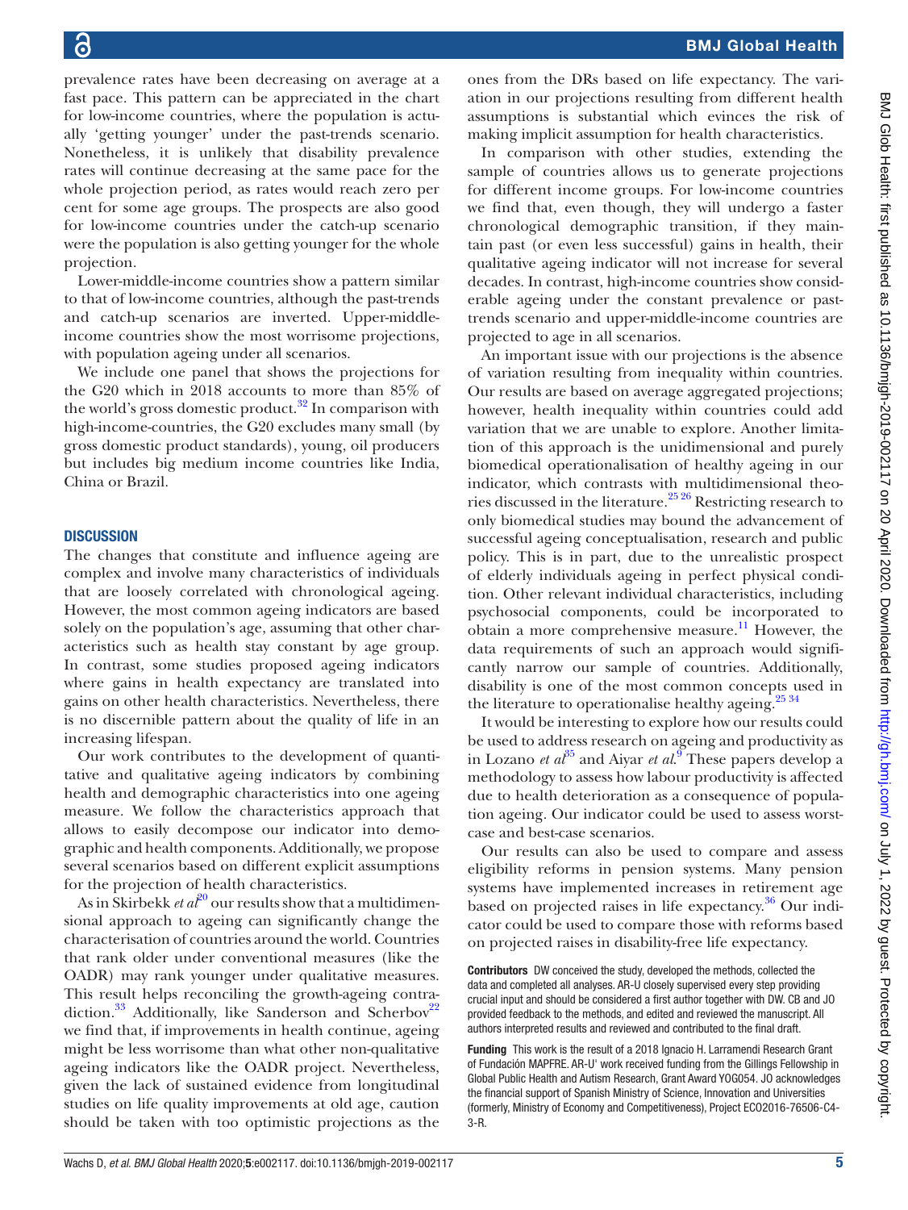prevalence rates have been decreasing on average at a fast pace. This pattern can be appreciated in the chart for low-income countries, where the population is actually 'getting younger' under the past-trends scenario. Nonetheless, it is unlikely that disability prevalence rates will continue decreasing at the same pace for the whole projection period, as rates would reach zero per cent for some age groups. The prospects are also good for low-income countries under the catch-up scenario were the population is also getting younger for the whole projection.

Lower-middle-income countries show a pattern similar to that of low-income countries, although the past-trends and catch-up scenarios are inverted. Upper-middle-income countries show the most worrisome projections, with population ageing under all scenarios.

We include one panel that shows the projections for the G20 which in 2018 accounts to more than 85% of the world's gross domestic product.[32] In comparison with high-income-countries, the G20 excludes many small (by gross domestic product standards), young, oil producers but includes big medium income countries like India, China or Brazil.

## DISCUSSION

The changes that constitute and influence ageing are complex and involve many characteristics of individuals that are loosely correlated with chronological ageing. However, the most common ageing indicators are based solely on the population's age, assuming that other characteristics such as health stay constant by age group. In contrast, some studies proposed ageing indicators where gains in health expectancy are translated into gains on other health characteristics. Nevertheless, there is no discernible pattern about the quality of life in an increasing lifespan.

Our work contributes to the development of quantitative and qualitative ageing indicators by combining health and demographic characteristics into one ageing measure. We follow the characteristics approach that allows to easily decompose our indicator into demographic and health components. Additionally, we propose several scenarios based on different explicit assumptions for the projection of health characteristics.

As in Skirbekk *et al*[20] our results show that a multidimensional approach to ageing can significantly change the characterisation of countries around the world. Countries that rank older under conventional measures (like the OADR) may rank younger under qualitative measures. This result helps reconciling the growth-ageing contradiction.[33] Additionally, like Sanderson and Scherbov[22] we find that, if improvements in health continue, ageing might be less worrisome than what other non-qualitative ageing indicators like the OADR project. Nevertheless, given the lack of sustained evidence from longitudinal studies on life quality improvements at old age, caution should be taken with too optimistic projections as the ones from the DRs based on life expectancy. The variation in our projections resulting from different health assumptions is substantial which evinces the risk of making implicit assumption for health characteristics.

In comparison with other studies, extending the sample of countries allows us to generate projections for different income groups. For low-income countries we find that, even though, they will undergo a faster chronological demographic transition, if they maintain past (or even less successful) gains in health, their qualitative ageing indicator will not increase for several decades. In contrast, high-income countries show considerable ageing under the constant prevalence or past-trends scenario and upper-middle-income countries are projected to age in all scenarios.

An important issue with our projections is the absence of variation resulting from inequality within countries. Our results are based on average aggregated projections; however, health inequality within countries could add variation that we are unable to explore. Another limitation of this approach is the unidimensional and purely biomedical operationalisation of healthy ageing in our indicator, which contrasts with multidimensional theories discussed in the literature.[25 26] Restricting research to only biomedical studies may bound the advancement of successful ageing conceptualisation, research and public policy. This is in part, due to the unrealistic prospect of elderly individuals ageing in perfect physical condition. Other relevant individual characteristics, including psychosocial components, could be incorporated to obtain a more comprehensive measure.[11] However, the data requirements of such an approach would significantly narrow our sample of countries. Additionally, disability is one of the most common concepts used in the literature to operationalise healthy ageing.[25 34]

It would be interesting to explore how our results could be used to address research on ageing and productivity as in Lozano *et al*[35] and Aiyar *et al*.[9] These papers develop a methodology to assess how labour productivity is affected due to health deterioration as a consequence of population ageing. Our indicator could be used to assess worst-case and best-case scenarios.

Our results can also be used to compare and assess eligibility reforms in pension systems. Many pension systems have implemented increases in retirement age based on projected raises in life expectancy.[36] Our indicator could be used to compare those with reforms based on projected raises in disability-free life expectancy.

**Contributors** DW conceived the study, developed the methods, collected the data and completed all analyses. AR-U closely supervised every step providing crucial input and should be considered a first author together with DW. CB and JO provided feedback to the methods, and edited and reviewed the manuscript. All authors interpreted results and reviewed and contributed to the final draft.

**Funding** This work is the result of a 2018 Ignacio H. Larramendi Research Grant of Fundación MAPFRE. AR-U' work received funding from the Gillings Fellowship in Global Public Health and Autism Research, Grant Award YOG054. JO acknowledges the financial support of Spanish Ministry of Science, Innovation and Universities (formerly, Ministry of Economy and Competitiveness), Project ECO2016-76506-C4-3-R.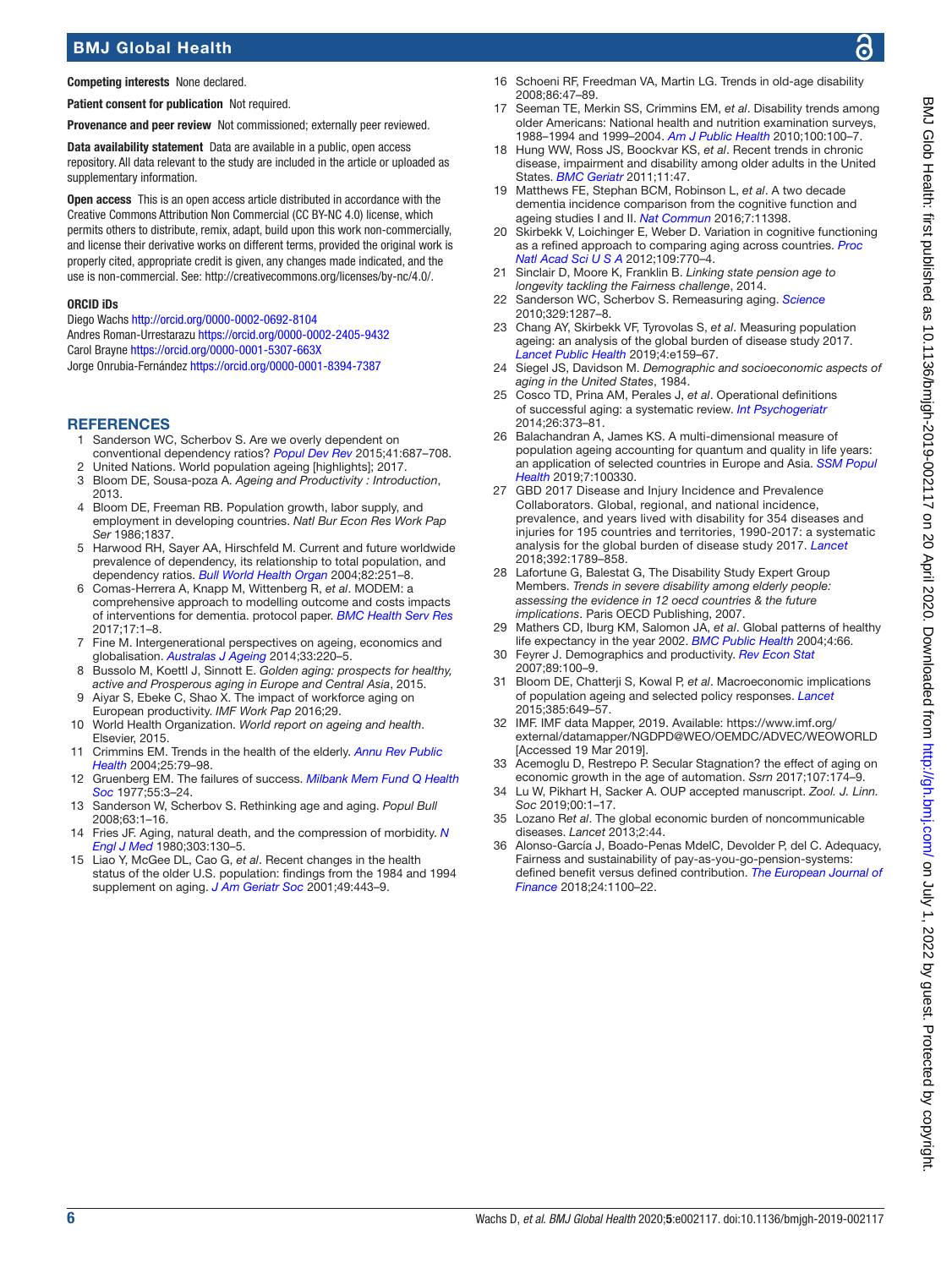**Competing interests** None declared.

**Patient consent for publication** Not required.

**Provenance and peer review** Not commissioned; externally peer reviewed.

**Data availability statement** Data are available in a public, open access repository. All data relevant to the study are included in the article or uploaded as supplementary information.

**Open access** This is an open access article distributed in accordance with the Creative Commons Attribution Non Commercial (CC BY-NC 4.0) license, which permits others to distribute, remix, adapt, build upon this work non-commercially, and license their derivative works on different terms, provided the original work is properly cited, appropriate credit is given, any changes made indicated, and the use is non-commercial. See: http://creativecommons.org/licenses/by-nc/4.0/.

**ORCID iDs**

Diego Wachs http://orcid.org/0000-0002-0692-8104
Andres Roman-Urrestarazu https://orcid.org/0000-0002-2405-9432
Carol Brayne https://orcid.org/0000-0001-5307-663X
Jorge Onrubia-Fernández https://orcid.org/0000-0001-8394-7387

## REFERENCES

1. Sanderson WC, Scherbov S. Are we overly dependent on conventional dependency ratios? *Popul Dev Rev* 2015;41:687–708.
2. United Nations. World population ageing [highlights]; 2017.
3. Bloom DE, Sousa-poza A. *Ageing and Productivity : Introduction*, 2013.
4. Bloom DE, Freeman RB. Population growth, labor supply, and employment in developing countries. *Natl Bur Econ Res Work Pap Ser* 1986;1837.
5. Harwood RH, Sayer AA, Hirschfeld M. Current and future worldwide prevalence of dependency, its relationship to total population, and dependency ratios. *Bull World Health Organ* 2004;82:251–8.
6. Comas-Herrera A, Knapp M, Wittenberg R, *et al*. MODEM: a comprehensive approach to modelling outcome and costs impacts of interventions for dementia. protocol paper. *BMC Health Serv Res* 2017;17:1–8.
7. Fine M. Intergenerational perspectives on ageing, economics and globalisation. *Australas J Ageing* 2014;33:220–5.
8. Bussolo M, Koettl J, Sinnott E. *Golden aging: prospects for healthy, active and Prosperous aging in Europe and Central Asia*, 2015.
9. Aiyar S, Ebeke C, Shao X. The impact of workforce aging on European productivity. *IMF Work Pap* 2016;29.
10. World Health Organization. *World report on ageing and health*. Elsevier, 2015.
11. Crimmins EM. Trends in the health of the elderly. *Annu Rev Public Health* 2004;25:79–98.
12. Gruenberg EM. The failures of success. *Milbank Mem Fund Q Health Soc* 1977;55:3–24.
13. Sanderson W, Scherbov S. Rethinking age and aging. *Popul Bull* 2008;63:1–16.
14. Fries JF. Aging, natural death, and the compression of morbidity. *N Engl J Med* 1980;303:130–5.
15. Liao Y, McGee DL, Cao G, *et al*. Recent changes in the health status of the older U.S. population: findings from the 1984 and 1994 supplement on aging. *J Am Geriatr Soc* 2001;49:443–9.
16. Schoeni RF, Freedman VA, Martin LG. Trends in old-age disability 2008;86:47–89.
17. Seeman TE, Merkin SS, Crimmins EM, *et al*. Disability trends among older Americans: National health and nutrition examination surveys, 1988–1994 and 1999–2004. *Am J Public Health* 2010;100:100–7.
18. Hung WW, Ross JS, Boockvar KS, *et al*. Recent trends in chronic disease, impairment and disability among older adults in the United States. *BMC Geriatr* 2011;11:47.
19. Matthews FE, Stephan BCM, Robinson L, *et al*. A two decade dementia incidence comparison from the cognitive function and ageing studies I and II. *Nat Commun* 2016;7:11398.
20. Skirbekk V, Loichinger E, Weber D. Variation in cognitive functioning as a refined approach to comparing aging across countries. *Proc Natl Acad Sci U S A* 2012;109:770–4.
21. Sinclair D, Moore K, Franklin B. *Linking state pension age to longevity tackling the Fairness challenge*, 2014.
22. Sanderson WC, Scherbov S. Remeasuring aging. *Science* 2010;329:1287–8.
23. Chang AY, Skirbekk VF, Tyrovolas S, *et al*. Measuring population ageing: an analysis of the global burden of disease study 2017. *Lancet Public Health* 2019;4:e159–67.
24. Siegel JS, Davidson M. *Demographic and socioeconomic aspects of aging in the United States*, 1984.
25. Cosco TD, Prina AM, Perales J, *et al*. Operational definitions of successful aging: a systematic review. *Int Psychogeriatr* 2014;26:373–81.
26. Balachandran A, James KS. A multi-dimensional measure of population ageing accounting for quantum and quality in life years: an application of selected countries in Europe and Asia. *SSM Popul Health* 2019;7:100330.
27. GBD 2017 Disease and Injury Incidence and Prevalence Collaborators. Global, regional, and national incidence, prevalence, and years lived with disability for 354 diseases and injuries for 195 countries and territories, 1990-2017: a systematic analysis for the global burden of disease study 2017. *Lancet* 2018;392:1789–858.
28. Lafortune G, Balestat G, The Disability Study Expert Group Members. *Trends in severe disability among elderly people: assessing the evidence in 12 oecd countries & the future implications*. Paris OECD Publishing, 2007.
29. Mathers CD, Iburg KM, Salomon JA, *et al*. Global patterns of healthy life expectancy in the year 2002. *BMC Public Health* 2004;4:66.
30. Feyrer J. Demographics and productivity. *Rev Econ Stat* 2007;89:100–9.
31. Bloom DE, Chatterji S, Kowal P, *et al*. Macroeconomic implications of population ageing and selected policy responses. *Lancet* 2015;385:649–57.
32. IMF. IMF data Mapper, 2019. Available: https://www.imf.org/external/datamapper/NGDPD@WEO/OEMDC/ADVEC/WEOWORLD [Accessed 19 Mar 2019].
33. Acemoglu D, Restrepo P. Secular Stagnation? the effect of aging on economic growth in the age of automation. *Ssrn* 2017;107:174–9.
34. Lu W, Pikhart H, Sacker A. OUP accepted manuscript. *Zool. J. Linn. Soc* 2019;00:1–17.
35. Lozano R*et al*. The global economic burden of noncommunicable diseases. *Lancet* 2013;2:44.
36. Alonso-García J, Boado-Penas MdelC, Devolder P, del C. Adequacy, Fairness and sustainability of pay-as-you-go-pension-systems: defined benefit versus defined contribution. *The European Journal of Finance* 2018;24:1100–22.